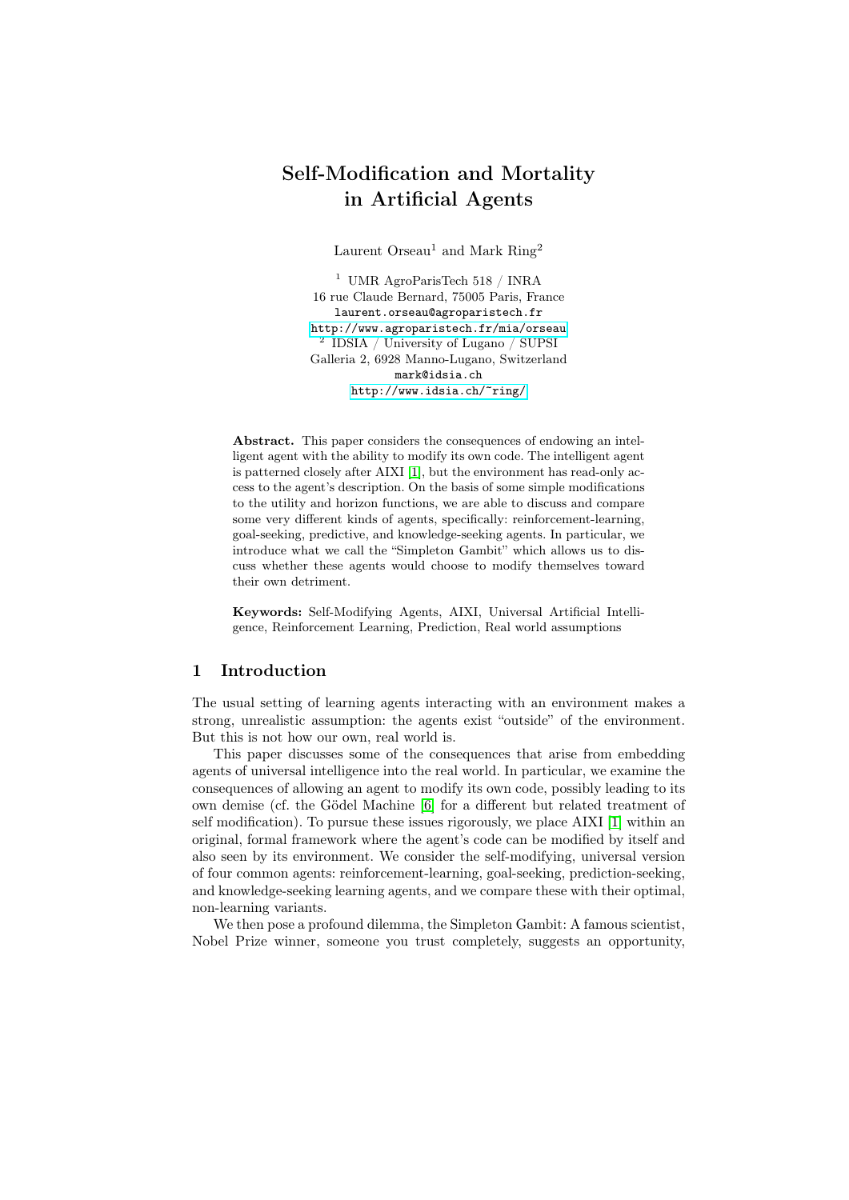# Self-Modification and Mortality in Artificial Agents

Laurent Orseau[1] and Mark Ring[2]

[1] UMR AgroParisTech 518 / INRA
16 rue Claude Bernard, 75005 Paris, France
laurent.orseau@agroparistech.fr
http://www.agroparistech.fr/mia/orseau

[2] IDSIA / University of Lugano / SUPSI
Galleria 2, 6928 Manno-Lugano, Switzerland
mark@idsia.ch
http://www.idsia.ch/~ring/

**Abstract.** This paper considers the consequences of endowing an intelligent agent with the ability to modify its own code. The intelligent agent is patterned closely after AIXI [1], but the environment has read-only access to the agent's description. On the basis of some simple modifications to the utility and horizon functions, we are able to discuss and compare some very different kinds of agents, specifically: reinforcement-learning, goal-seeking, predictive, and knowledge-seeking agents. In particular, we introduce what we call the "Simpleton Gambit" which allows us to discuss whether these agents would choose to modify themselves toward their own detriment.

**Keywords:** Self-Modifying Agents, AIXI, Universal Artificial Intelligence, Reinforcement Learning, Prediction, Real world assumptions

## 1 Introduction

The usual setting of learning agents interacting with an environment makes a strong, unrealistic assumption: the agents exist "outside" of the environment. But this is not how our own, real world is.

This paper discusses some of the consequences that arise from embedding agents of universal intelligence into the real world. In particular, we examine the consequences of allowing an agent to modify its own code, possibly leading to its own demise (cf. the Gödel Machine [6] for a different but related treatment of self modification). To pursue these issues rigorously, we place AIXI [1] within an original, formal framework where the agent's code can be modified by itself and also seen by its environment. We consider the self-modifying, universal version of four common agents: reinforcement-learning, goal-seeking, prediction-seeking, and knowledge-seeking learning agents, and we compare these with their optimal, non-learning variants.

We then pose a profound dilemma, the Simpleton Gambit: A famous scientist, Nobel Prize winner, someone you trust completely, suggests an opportunity,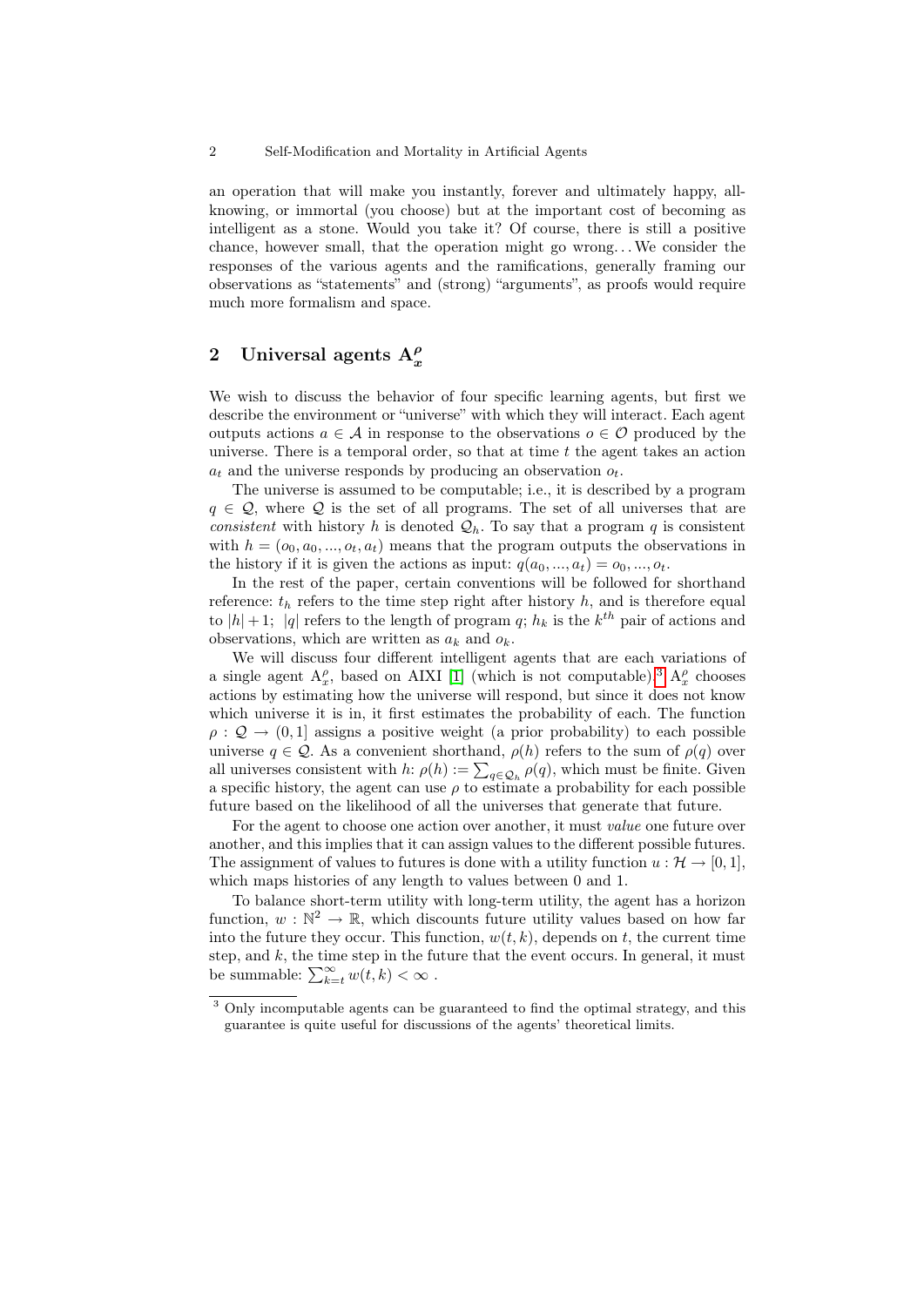an operation that will make you instantly, forever and ultimately happy, all-knowing, or immortal (you choose) but at the important cost of becoming as intelligent as a stone. Would you take it? Of course, there is still a positive chance, however small, that the operation might go wrong... We consider the responses of the various agents and the ramifications, generally framing our observations as "statements" and (strong) "arguments", as proofs would require much more formalism and space.

## 2 Universal agents $A_x^\rho$

We wish to discuss the behavior of four specific learning agents, but first we describe the environment or "universe" with which they will interact. Each agent outputs actions $a \in \mathcal{A}$ in response to the observations $o \in \mathcal{O}$ produced by the universe. There is a temporal order, so that at time $t$ the agent takes an action $a_t$ and the universe responds by producing an observation $o_t$.

The universe is assumed to be computable; i.e., it is described by a program $q \in \mathcal{Q}$, where $\mathcal{Q}$ is the set of all programs. The set of all universes that are *consistent* with history $h$ is denoted $\mathcal{Q}_h$. To say that a program $q$ is consistent with $h = (o_0, a_0, ..., o_t, a_t)$ means that the program outputs the observations in the history if it is given the actions as input: $q(a_0, ..., a_t) = o_0, ..., o_t$.

In the rest of the paper, certain conventions will be followed for shorthand reference: $t_h$ refers to the time step right after history $h$, and is therefore equal to $|h| + 1$; $|q|$ refers to the length of program $q$; $h_k$ is the $k^{th}$ pair of actions and observations, which are written as $a_k$ and $o_k$.

We will discuss four different intelligent agents that are each variations of a single agent $A_x^\rho$, based on AIXI [1] (which is not computable).[3] $A_x^\rho$ chooses actions by estimating how the universe will respond, but since it does not know which universe it is in, it first estimates the probability of each. The function $\rho : \mathcal{Q} \to (0, 1]$ assigns a positive weight (a prior probability) to each possible universe $q \in \mathcal{Q}$. As a convenient shorthand, $\rho(h)$ refers to the sum of $\rho(q)$ over all universes consistent with $h$: $\rho(h) := \sum_{q \in \mathcal{Q}_h} \rho(q)$, which must be finite. Given a specific history, the agent can use $\rho$ to estimate a probability for each possible future based on the likelihood of all the universes that generate that future.

For the agent to choose one action over another, it must *value* one future over another, and this implies that it can assign values to the different possible futures. The assignment of values to futures is done with a utility function $u : \mathcal{H} \to [0, 1]$, which maps histories of any length to values between 0 and 1.

To balance short-term utility with long-term utility, the agent has a horizon function, $w : \mathbb{N}^2 \to \mathbb{R}$, which discounts future utility values based on how far into the future they occur. This function, $w(t, k)$, depends on $t$, the current time step, and $k$, the time step in the future that the event occurs. In general, it must be summable: $\sum_{k=t}^{\infty} w(t, k) < \infty$ .

[3] Only incomputable agents can be guaranteed to find the optimal strategy, and this guarantee is quite useful for discussions of the agents' theoretical limits.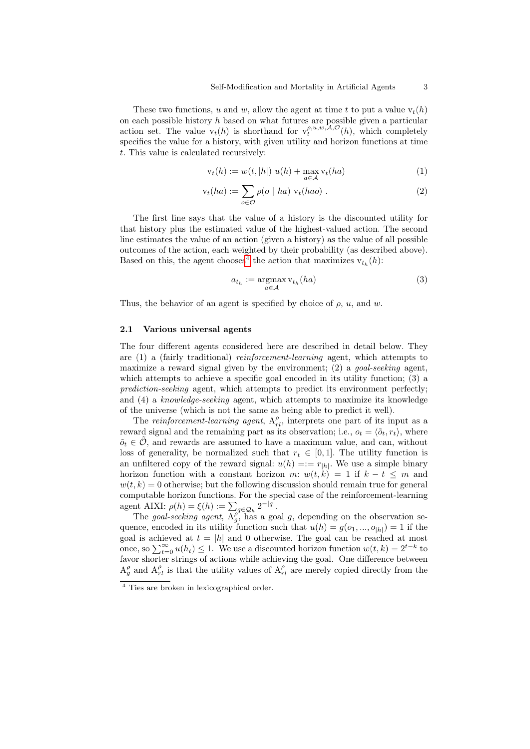These two functions, $u$ and $w$, allow the agent at time $t$ to put a value $\mathrm{v}_t(h)$ on each possible history $h$ based on what futures are possible given a particular action set. The value $\mathrm{v}_t(h)$ is shorthand for $\mathrm{v}_t^{\rho,u,w,\mathcal{A},\mathcal{O}}(h)$, which completely specifies the value for a history, with given utility and horizon functions at time $t$. This value is calculated recursively:

$$\mathrm{v}_t(h) := w(t, |h|)\ u(h) + \max_{a \in \mathcal{A}} \mathrm{v}_t(ha) \tag{1}$$

$$\mathrm{v}_t(ha) := \sum_{o \in \mathcal{O}} \rho(o \mid ha)\ \mathrm{v}_t(hao)\ . \tag{2}$$

The first line says that the value of a history is the discounted utility for that history plus the estimated value of the highest-valued action. The second line estimates the value of an action (given a history) as the value of all possible outcomes of the action, each weighted by their probability (as described above). Based on this, the agent chooses[4] the action that maximizes $\mathrm{v}_{t_h}(h)$:

$$a_{t_h} := \operatorname*{argmax}_{a \in \mathcal{A}} \mathrm{v}_{t_h}(ha) \tag{3}$$

Thus, the behavior of an agent is specified by choice of $\rho$, $u$, and $w$.

### 2.1 Various universal agents

The four different agents considered here are described in detail below. They are (1) a (fairly traditional) *reinforcement-learning* agent, which attempts to maximize a reward signal given by the environment; (2) a *goal-seeking* agent, which attempts to achieve a specific goal encoded in its utility function; (3) a *prediction-seeking* agent, which attempts to predict its environment perfectly; and (4) a *knowledge-seeking* agent, which attempts to maximize its knowledge of the universe (which is not the same as being able to predict it well).

The *reinforcement-learning agent*, $\mathrm{A}_{rl}^{\rho}$, interprets one part of its input as a reward signal and the remaining part as its observation; i.e., $o_t = \langle \tilde{o}_t, r_t \rangle$, where $\tilde{o}_t \in \tilde{\mathcal{O}}$, and rewards are assumed to have a maximum value, and can, without loss of generality, be normalized such that $r_t \in [0, 1]$. The utility function is an unfiltered copy of the reward signal: $u(h) =:= r_{|h|}$. We use a simple binary horizon function with a constant horizon $m$: $w(t, k) = 1$ if $k - t \leq m$ and $w(t, k) = 0$ otherwise; but the following discussion should remain true for general computable horizon functions. For the special case of the reinforcement-learning agent AIXI: $\rho(h) = \xi(h) := \sum_{q \in \mathcal{Q}_h} 2^{-|q|}$.

The *goal-seeking agent*, $\mathrm{A}_g^{\rho}$, has a goal $g$, depending on the observation sequence, encoded in its utility function such that $u(h) = g(o_1, ..., o_{|h|}) = 1$ if the goal is achieved at $t = |h|$ and 0 otherwise. The goal can be reached at most once, so $\sum_{t=0}^{\infty} u(h_t) \leq 1$. We use a discounted horizon function $w(t, k) = 2^{t-k}$ to favor shorter strings of actions while achieving the goal. One difference between $\mathrm{A}_g^{\rho}$ and $\mathrm{A}_{rl}^{\rho}$ is that the utility values of $\mathrm{A}_{rl}^{\rho}$ are merely copied directly from the

[4] Ties are broken in lexicographical order.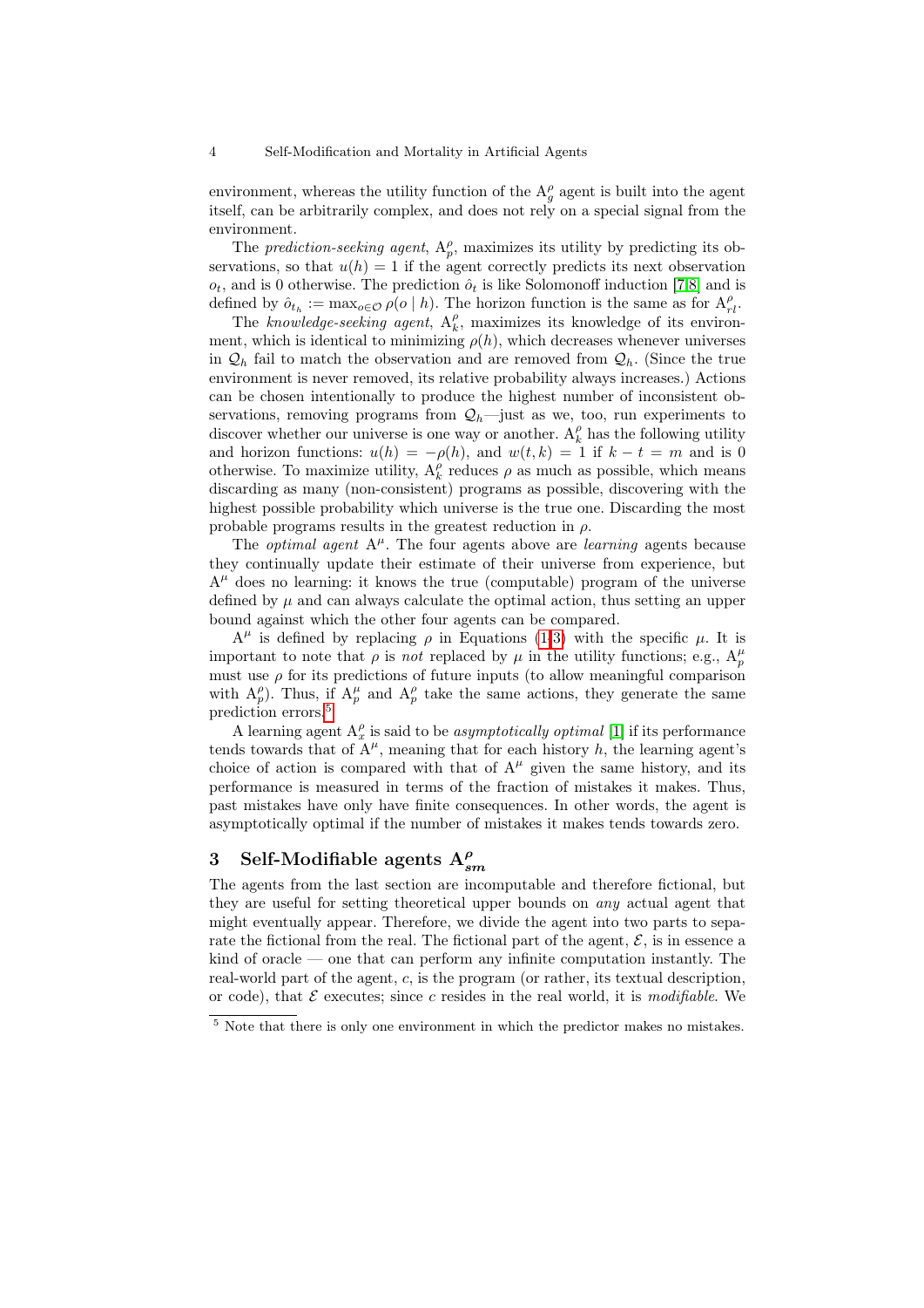environment, whereas the utility function of the $A^{\rho}_{g}$ agent is built into the agent itself, can be arbitrarily complex, and does not rely on a special signal from the environment.

The *prediction-seeking agent*, $A^{\rho}_{p}$, maximizes its utility by predicting its observations, so that $u(h) = 1$ if the agent correctly predicts its next observation $o_t$, and is 0 otherwise. The prediction $\hat{o}_t$ is like Solomonoff induction [7,8] and is defined by $\hat{o}_{t_h} := \max_{o \in \mathcal{O}} \rho(o \mid h)$. The horizon function is the same as for $A^{\rho}_{rl}$.

The *knowledge-seeking agent*, $A^{\rho}_{k}$, maximizes its knowledge of its environment, which is identical to minimizing $\rho(h)$, which decreases whenever universes in $\mathcal{Q}_h$ fail to match the observation and are removed from $\mathcal{Q}_h$. (Since the true environment is never removed, its relative probability always increases.) Actions can be chosen intentionally to produce the highest number of inconsistent observations, removing programs from $\mathcal{Q}_h$—just as we, too, run experiments to discover whether our universe is one way or another. $A^{\rho}_{k}$ has the following utility and horizon functions: $u(h) = -\rho(h)$, and $w(t, k) = 1$ if $k - t = m$ and is 0 otherwise. To maximize utility, $A^{\rho}_{k}$ reduces $\rho$ as much as possible, which means discarding as many (non-consistent) programs as possible, discovering with the highest possible probability which universe is the true one. Discarding the most probable programs results in the greatest reduction in $\rho$.

The *optimal agent* $A^{\mu}$. The four agents above are *learning* agents because they continually update their estimate of their universe from experience, but $A^{\mu}$ does no learning: it knows the true (computable) program of the universe defined by $\mu$ and can always calculate the optimal action, thus setting an upper bound against which the other four agents can be compared.

$A^{\mu}$ is defined by replacing $\rho$ in Equations (1-3) with the specific $\mu$. It is important to note that $\rho$ is *not* replaced by $\mu$ in the utility functions; e.g., $A^{\mu}_{p}$ must use $\rho$ for its predictions of future inputs (to allow meaningful comparison with $A^{\rho}_{p}$). Thus, if $A^{\mu}_{p}$ and $A^{\rho}_{p}$ take the same actions, they generate the same prediction errors.[5]

A learning agent $A^{\rho}_{x}$ is said to be *asymptotically optimal* [1] if its performance tends towards that of $A^{\mu}$, meaning that for each history $h$, the learning agent's choice of action is compared with that of $A^{\mu}$ given the same history, and its performance is measured in terms of the fraction of mistakes it makes. Thus, past mistakes have only have finite consequences. In other words, the agent is asymptotically optimal if the number of mistakes it makes tends towards zero.

## 3 Self-Modifiable agents $A^{\rho}_{sm}$

The agents from the last section are incomputable and therefore fictional, but they are useful for setting theoretical upper bounds on *any* actual agent that might eventually appear. Therefore, we divide the agent into two parts to separate the fictional from the real. The fictional part of the agent, $\mathcal{E}$, is in essence a kind of oracle — one that can perform any infinite computation instantly. The real-world part of the agent, $c$, is the program (or rather, its textual description, or code), that $\mathcal{E}$ executes; since $c$ resides in the real world, it is *modifiable*. We

[5] Note that there is only one environment in which the predictor makes no mistakes.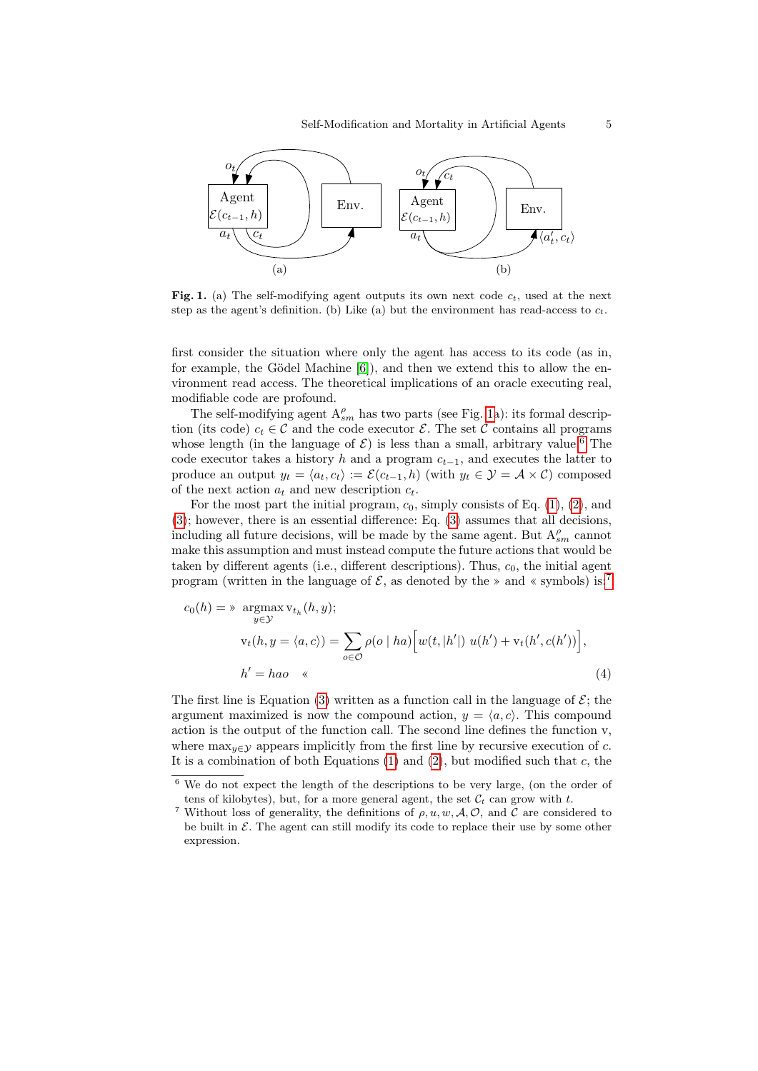**Fig. 1.** (a) The self-modifying agent outputs its own next code $c_t$, used at the next step as the agent's definition. (b) Like (a) but the environment has read-access to $c_t$.

first consider the situation where only the agent has access to its code (as in, for example, the Gödel Machine [6]), and then we extend this to allow the environment read access. The theoretical implications of an oracle executing real, modifiable code are profound.

The self-modifying agent $\mathrm{A}^{\rho}_{sm}$ has two parts (see Fig. 1a): its formal description (its code) $c_t \in \mathcal{C}$ and the code executor $\mathcal{E}$. The set $\mathcal{C}$ contains all programs whose length (in the language of $\mathcal{E}$) is less than a small, arbitrary value.[6] The code executor takes a history $h$ and a program $c_{t-1}$, and executes the latter to produce an output $y_t = \langle a_t, c_t\rangle := \mathcal{E}(c_{t-1}, h)$ (with $y_t \in \mathcal{Y} = \mathcal{A} \times \mathcal{C}$) composed of the next action $a_t$ and new description $c_t$.

For the most part the initial program, $c_0$, simply consists of Eq. (1), (2), and (3); however, there is an essential difference: Eq. (3) assumes that all decisions, including all future decisions, will be made by the same agent. But $\mathrm{A}^{\rho}_{sm}$ cannot make this assumption and must instead compute the future actions that would be taken by different agents (i.e., different descriptions). Thus, $c_0$, the initial agent program (written in the language of $\mathcal{E}$, as denoted by the » and « symbols) is:[7]

$$
\begin{aligned}
c_0(h) = \text{»}\ & \operatorname*{argmax}_{y\in\mathcal{Y}} \mathrm{v}_{t_h}(h, y); \\
& \mathrm{v}_t(h, y = \langle a, c\rangle) = \sum_{o\in\mathcal{O}} \rho(o \mid ha)\Big[w(t, |h'|)\ u(h') + \mathrm{v}_t(h', c(h'))\Big], \\
& h' = hao \quad \text{«}
\end{aligned} \tag{4}
$$

The first line is Equation (3) written as a function call in the language of $\mathcal{E}$; the argument maximized is now the compound action, $y = \langle a, c\rangle$. This compound action is the output of the function call. The second line defines the function v, where $\max_{y\in\mathcal{Y}}$ appears implicitly from the first line by recursive execution of $c$. It is a combination of both Equations (1) and (2), but modified such that $c$, the

[6] We do not expect the length of the descriptions to be very large, (on the order of tens of kilobytes), but, for a more general agent, the set $\mathcal{C}_t$ can grow with $t$.

[7] Without loss of generality, the definitions of $\rho, u, w, \mathcal{A}, \mathcal{O}$, and $\mathcal{C}$ are considered to be built in $\mathcal{E}$. The agent can still modify its code to replace their use by some other expression.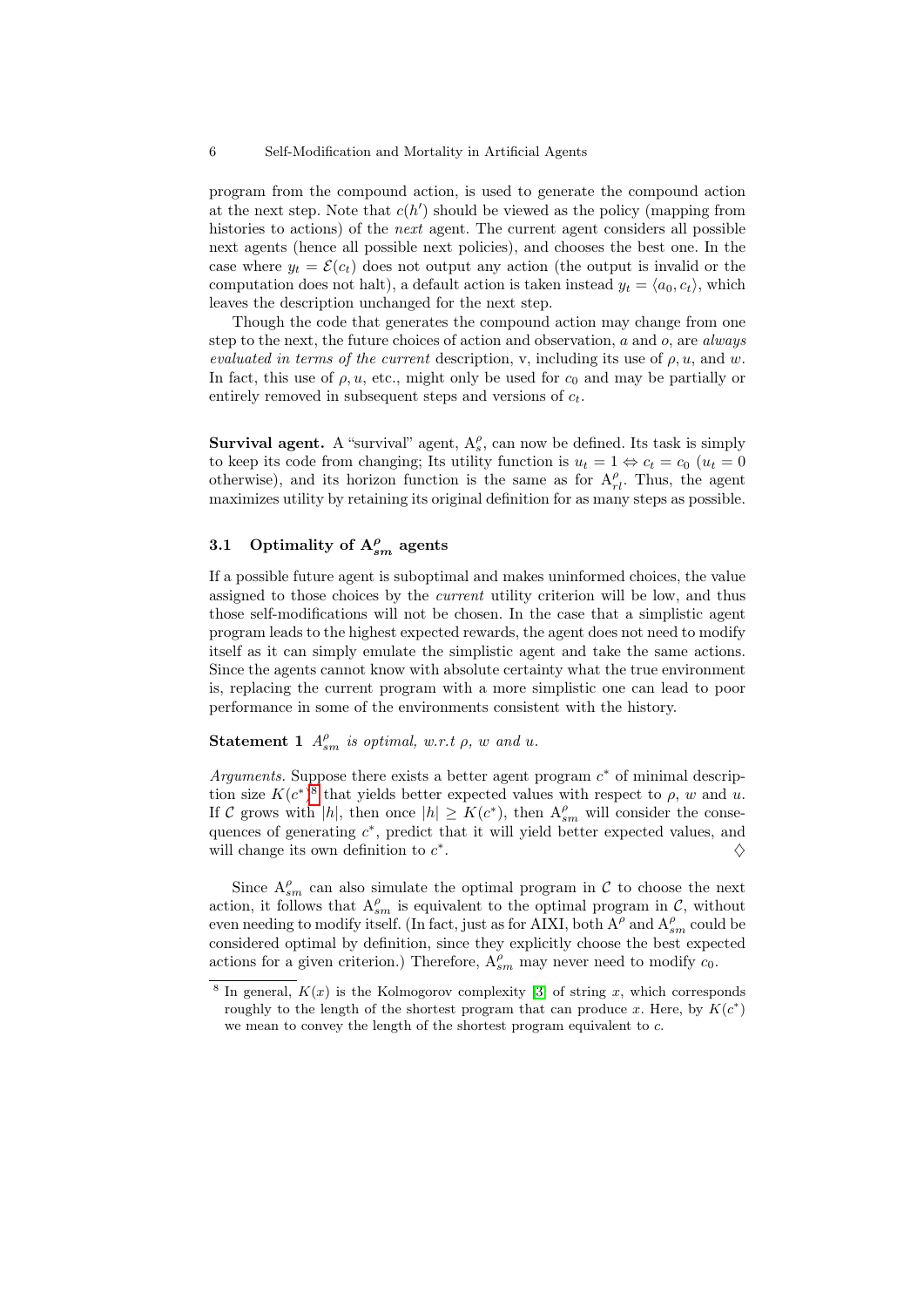program from the compound action, is used to generate the compound action at the next step. Note that $c(h')$ should be viewed as the policy (mapping from histories to actions) of the *next* agent. The current agent considers all possible next agents (hence all possible next policies), and chooses the best one. In the case where $y_t = \mathcal{E}(c_t)$ does not output any action (the output is invalid or the computation does not halt), a default action is taken instead $y_t = \langle a_0, c_t \rangle$, which leaves the description unchanged for the next step.

Though the code that generates the compound action may change from one step to the next, the future choices of action and observation, $a$ and $o$, are *always evaluated in terms of the current* description, v, including its use of $\rho, u$, and $w$. In fact, this use of $\rho, u$, etc., might only be used for $c_0$ and may be partially or entirely removed in subsequent steps and versions of $c_t$.

**Survival agent.** A "survival" agent, $\mathrm{A}^{\rho}_{s}$, can now be defined. Its task is simply to keep its code from changing; Its utility function is $u_t = 1 \Leftrightarrow c_t = c_0$ ($u_t = 0$ otherwise), and its horizon function is the same as for $\mathrm{A}^{\rho}_{rl}$. Thus, the agent maximizes utility by retaining its original definition for as many steps as possible.

### 3.1 Optimality of $\mathbf{A}^{\rho}_{sm}$ agents

If a possible future agent is suboptimal and makes uninformed choices, the value assigned to those choices by the *current* utility criterion will be low, and thus those self-modifications will not be chosen. In the case that a simplistic agent program leads to the highest expected rewards, the agent does not need to modify itself as it can simply emulate the simplistic agent and take the same actions. Since the agents cannot know with absolute certainty what the true environment is, replacing the current program with a more simplistic one can lead to poor performance in some of the environments consistent with the history.

**Statement 1** *$A^{\rho}_{sm}$ is optimal, w.r.t $\rho$, $w$ and $u$.*

*Arguments.* Suppose there exists a better agent program $c^*$ of minimal description size $K(c^*)$[8] that yields better expected values with respect to $\rho$, $w$ and $u$. If $\mathcal{C}$ grows with $|h|$, then once $|h| \geq K(c^*)$, then $\mathrm{A}^{\rho}_{sm}$ will consider the consequences of generating $c^*$, predict that it will yield better expected values, and will change its own definition to $c^*$. $\diamondsuit$

Since $\mathrm{A}^{\rho}_{sm}$ can also simulate the optimal program in $\mathcal{C}$ to choose the next action, it follows that $\mathrm{A}^{\rho}_{sm}$ is equivalent to the optimal program in $\mathcal{C}$, without even needing to modify itself. (In fact, just as for AIXI, both $\mathrm{A}^{\rho}$ and $\mathrm{A}^{\rho}_{sm}$ could be considered optimal by definition, since they explicitly choose the best expected actions for a given criterion.) Therefore, $\mathrm{A}^{\rho}_{sm}$ may never need to modify $c_0$.

---

[8] In general, $K(x)$ is the Kolmogorov complexity [3] of string $x$, which corresponds roughly to the length of the shortest program that can produce $x$. Here, by $K(c^*)$ we mean to convey the length of the shortest program equivalent to $c$.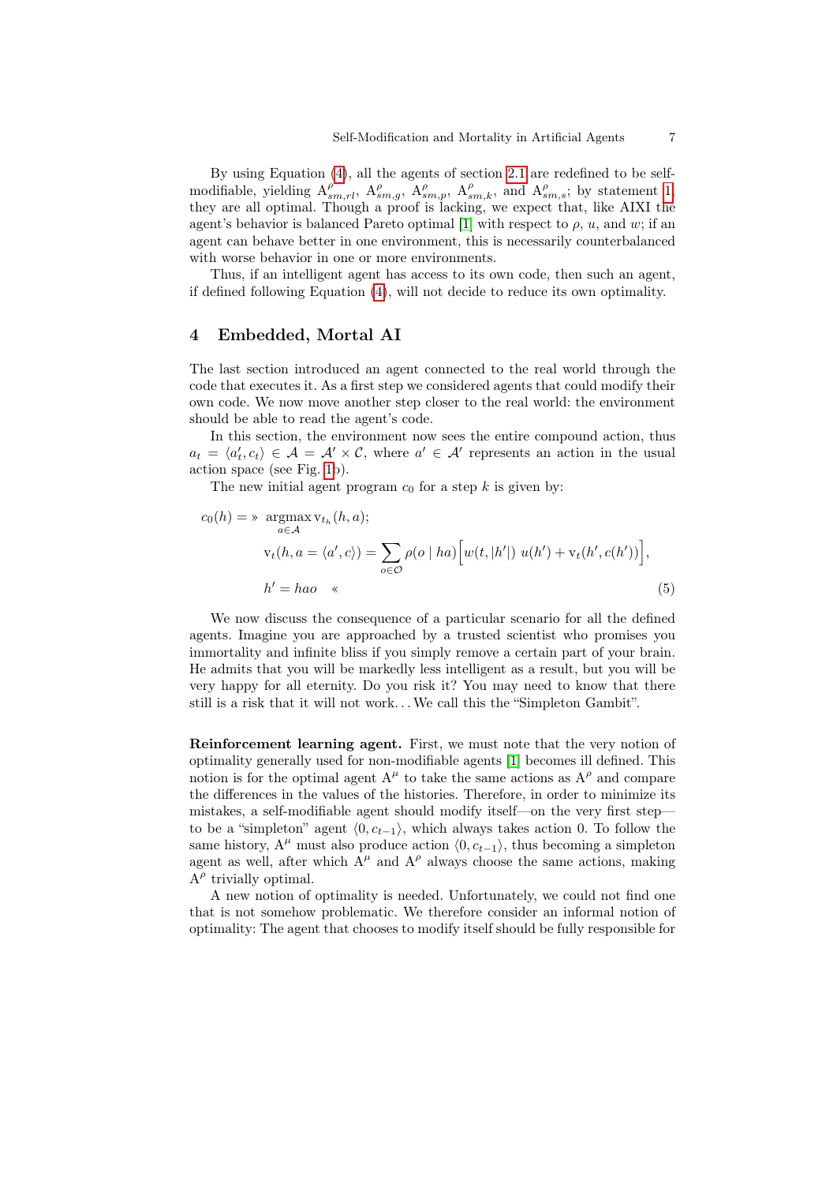By using Equation (4), all the agents of section 2.1 are redefined to be self-modifiable, yielding $A^{\rho}_{sm,rl}$, $A^{\rho}_{sm,g}$, $A^{\rho}_{sm,p}$, $A^{\rho}_{sm,k}$, and $A^{\rho}_{sm,s}$; by statement 1, they are all optimal. Though a proof is lacking, we expect that, like AIXI the agent's behavior is balanced Pareto optimal [1] with respect to $\rho$, $u$, and $w$; if an agent can behave better in one environment, this is necessarily counterbalanced with worse behavior in one or more environments.

Thus, if an intelligent agent has access to its own code, then such an agent, if defined following Equation (4), will not decide to reduce its own optimality.

## 4 Embedded, Mortal AI

The last section introduced an agent connected to the real world through the code that executes it. As a first step we considered agents that could modify their own code. We now move another step closer to the real world: the environment should be able to read the agent's code.

In this section, the environment now sees the entire compound action, thus $a_t = \langle a'_t, c_t \rangle \in \mathcal{A} = \mathcal{A}' \times \mathcal{C}$, where $a' \in \mathcal{A}'$ represents an action in the usual action space (see Fig. 1b).

The new initial agent program $c_0$ for a step $k$ is given by:

$$
\begin{aligned}
c_0(h) = \text{»}\ & \operatorname*{argmax}_{a \in \mathcal{A}} \mathrm{v}_{t_h}(h, a); \\
& \mathrm{v}_t(h, a = \langle a', c \rangle) = \sum_{o \in \mathcal{O}} \rho(o \mid ha) \Big[ w(t, |h'|)\ u(h') + \mathrm{v}_t(h', c(h')) \Big], \\
& h' = hao \quad \text{«}
\end{aligned}
\tag{5}
$$

We now discuss the consequence of a particular scenario for all the defined agents. Imagine you are approached by a trusted scientist who promises you immortality and infinite bliss if you simply remove a certain part of your brain. He admits that you will be markedly less intelligent as a result, but you will be very happy for all eternity. Do you risk it? You may need to know that there still is a risk that it will not work... We call this the "Simpleton Gambit".

**Reinforcement learning agent.** First, we must note that the very notion of optimality generally used for non-modifiable agents [1] becomes ill defined. This notion is for the optimal agent $A^{\mu}$ to take the same actions as $A^{\rho}$ and compare the differences in the values of the histories. Therefore, in order to minimize its mistakes, a self-modifiable agent should modify itself—on the very first step—to be a "simpleton" agent $\langle 0, c_{t-1} \rangle$, which always takes action 0. To follow the same history, $A^{\mu}$ must also produce action $\langle 0, c_{t-1} \rangle$, thus becoming a simpleton agent as well, after which $A^{\mu}$ and $A^{\rho}$ always choose the same actions, making $A^{\rho}$ trivially optimal.

A new notion of optimality is needed. Unfortunately, we could not find one that is not somehow problematic. We therefore consider an informal notion of optimality: The agent that chooses to modify itself should be fully responsible for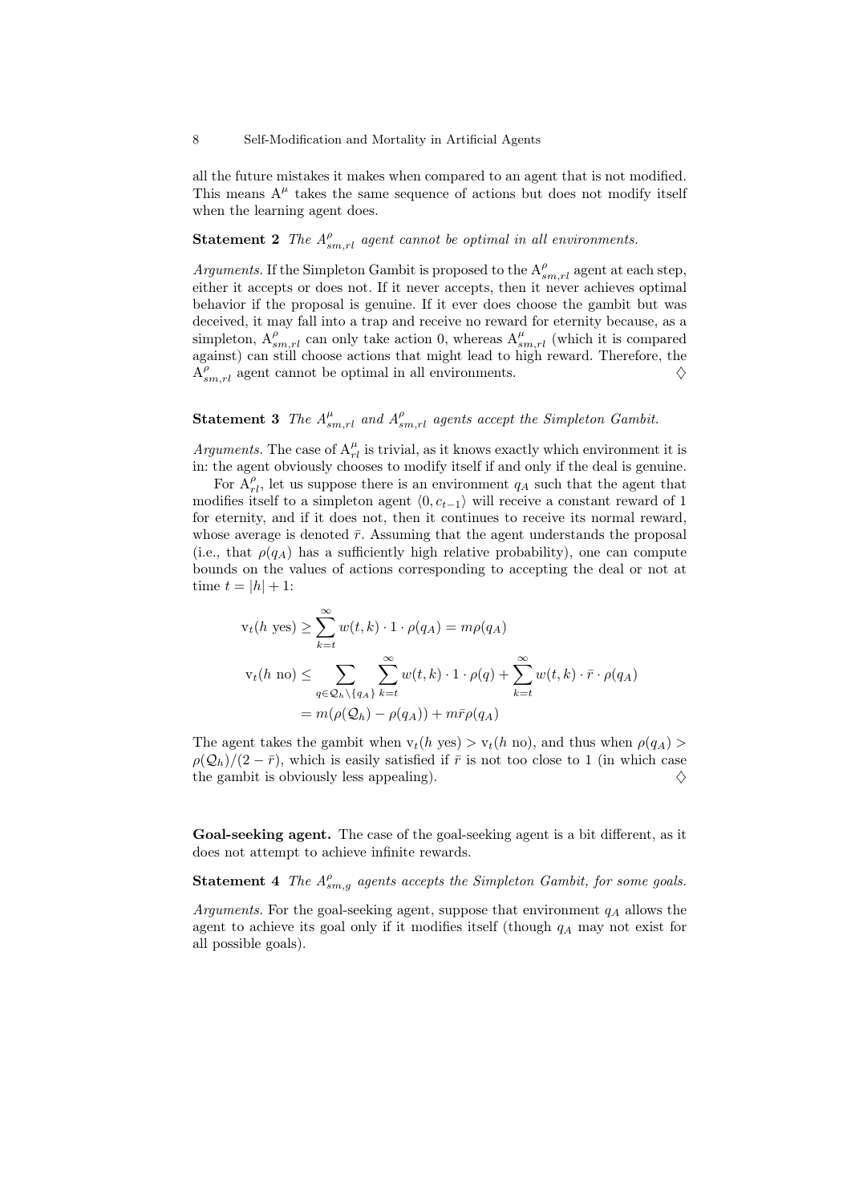all the future mistakes it makes when compared to an agent that is not modified. This means $A^\mu$ takes the same sequence of actions but does not modify itself when the learning agent does.

**Statement 2** *The $A^\rho_{sm,rl}$ agent cannot be optimal in all environments.*

*Arguments.* If the Simpleton Gambit is proposed to the $A^\rho_{sm,rl}$ agent at each step, either it accepts or does not. If it never accepts, then it never achieves optimal behavior if the proposal is genuine. If it ever does choose the gambit but was deceived, it may fall into a trap and receive no reward for eternity because, as a simpleton, $A^\rho_{sm,rl}$ can only take action 0, whereas $A^\mu_{sm,rl}$ (which it is compared against) can still choose actions that might lead to high reward. Therefore, the $A^\rho_{sm,rl}$ agent cannot be optimal in all environments. $\diamondsuit$

**Statement 3** *The $A^\mu_{sm,rl}$ and $A^\rho_{sm,rl}$ agents accept the Simpleton Gambit.*

*Arguments.* The case of $A^\mu_{rl}$ is trivial, as it knows exactly which environment it is in: the agent obviously chooses to modify itself if and only if the deal is genuine.

For $A^\rho_{rl}$, let us suppose there is an environment $q_A$ such that the agent that modifies itself to a simpleton agent $\langle 0, c_{t-1}\rangle$ will receive a constant reward of 1 for eternity, and if it does not, then it continues to receive its normal reward, whose average is denoted $\bar{r}$. Assuming that the agent understands the proposal (i.e., that $\rho(q_A)$ has a sufficiently high relative probability), one can compute bounds on the values of actions corresponding to accepting the deal or not at time $t = |h| + 1$:

$$
\begin{aligned}
\mathrm{v}_t(h \text{ yes}) &\geq \sum_{k=t}^{\infty} w(t,k) \cdot 1 \cdot \rho(q_A) = m\rho(q_A) \\
\mathrm{v}_t(h \text{ no}) &\leq \sum_{q \in \mathcal{Q}_h \setminus \{q_A\}} \sum_{k=t}^{\infty} w(t,k) \cdot 1 \cdot \rho(q) + \sum_{k=t}^{\infty} w(t,k) \cdot \bar{r} \cdot \rho(q_A) \\
&= m(\rho(\mathcal{Q}_h) - \rho(q_A)) + m\bar{r}\rho(q_A)
\end{aligned}
$$

The agent takes the gambit when $\mathrm{v}_t(h \text{ yes}) > \mathrm{v}_t(h \text{ no})$, and thus when $\rho(q_A) > \rho(\mathcal{Q}_h)/(2 - \bar{r})$, which is easily satisfied if $\bar{r}$ is not too close to 1 (in which case the gambit is obviously less appealing). $\diamondsuit$

**Goal-seeking agent.** The case of the goal-seeking agent is a bit different, as it does not attempt to achieve infinite rewards.

**Statement 4** *The $A^\rho_{sm,g}$ agents accepts the Simpleton Gambit, for some goals.*

*Arguments.* For the goal-seeking agent, suppose that environment $q_A$ allows the agent to achieve its goal only if it modifies itself (though $q_A$ may not exist for all possible goals).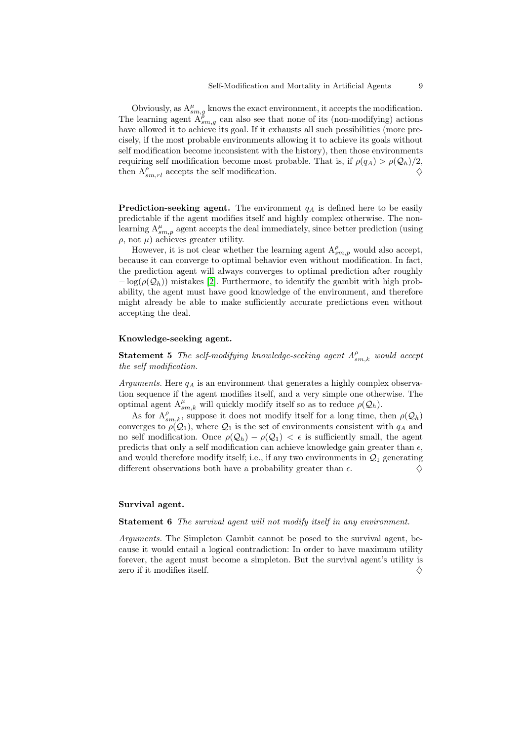Obviously, as $A^{\mu}_{sm,g}$ knows the exact environment, it accepts the modification. The learning agent $A^{\rho}_{sm,g}$ can also see that none of its (non-modifying) actions have allowed it to achieve its goal. If it exhausts all such possibilities (more precisely, if the most probable environments allowing it to achieve its goals without self modification become inconsistent with the history), then those environments requiring self modification become most probable. That is, if $\rho(q_A) > \rho(\mathcal{Q}_h)/2$, then $A^{\rho}_{sm,rl}$ accepts the self modification. $\diamondsuit$

**Prediction-seeking agent.** The environment $q_A$ is defined here to be easily predictable if the agent modifies itself and highly complex otherwise. The non-learning $A^{\mu}_{sm,p}$ agent accepts the deal immediately, since better prediction (using $\rho$, not $\mu$) achieves greater utility.

However, it is not clear whether the learning agent $A^{\rho}_{sm,p}$ would also accept, because it can converge to optimal behavior even without modification. In fact, the prediction agent will always converges to optimal prediction after roughly $-\log(\rho(\mathcal{Q}_h))$ mistakes [2]. Furthermore, to identify the gambit with high probability, the agent must have good knowledge of the environment, and therefore might already be able to make sufficiently accurate predictions even without accepting the deal.

**Knowledge-seeking agent.**

**Statement 5** *The self-modifying knowledge-seeking agent $A^{\rho}_{sm,k}$ would accept the self modification.*

*Arguments.* Here $q_A$ is an environment that generates a highly complex observation sequence if the agent modifies itself, and a very simple one otherwise. The optimal agent $A^{\mu}_{sm,k}$ will quickly modify itself so as to reduce $\rho(\mathcal{Q}_h)$.

As for $A^{\rho}_{sm,k}$, suppose it does not modify itself for a long time, then $\rho(\mathcal{Q}_h)$ converges to $\rho(\mathcal{Q}_1)$, where $\mathcal{Q}_1$ is the set of environments consistent with $q_A$ and no self modification. Once $\rho(\mathcal{Q}_h) - \rho(\mathcal{Q}_1) < \epsilon$ is sufficiently small, the agent predicts that only a self modification can achieve knowledge gain greater than $\epsilon$, and would therefore modify itself; i.e., if any two environments in $\mathcal{Q}_1$ generating different observations both have a probability greater than $\epsilon$. $\diamondsuit$

**Survival agent.**

**Statement 6** *The survival agent will not modify itself in any environment.*

*Arguments.* The Simpleton Gambit cannot be posed to the survival agent, because it would entail a logical contradiction: In order to have maximum utility forever, the agent must become a simpleton. But the survival agent's utility is zero if it modifies itself. $\diamondsuit$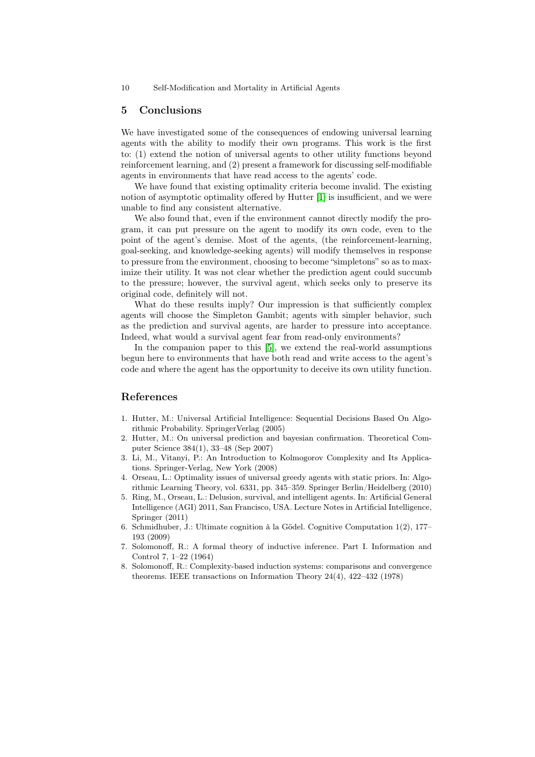## 5 Conclusions

We have investigated some of the consequences of endowing universal learning agents with the ability to modify their own programs. This work is the first to: (1) extend the notion of universal agents to other utility functions beyond reinforcement learning, and (2) present a framework for discussing self-modifiable agents in environments that have read access to the agents' code.

We have found that existing optimality criteria become invalid. The existing notion of asymptotic optimality offered by Hutter [1] is insufficient, and we were unable to find any consistent alternative.

We also found that, even if the environment cannot directly modify the program, it can put pressure on the agent to modify its own code, even to the point of the agent's demise. Most of the agents, (the reinforcement-learning, goal-seeking, and knowledge-seeking agents) will modify themselves in response to pressure from the environment, choosing to become "simpletons" so as to maximize their utility. It was not clear whether the prediction agent could succumb to the pressure; however, the survival agent, which seeks only to preserve its original code, definitely will not.

What do these results imply? Our impression is that sufficiently complex agents will choose the Simpleton Gambit; agents with simpler behavior, such as the prediction and survival agents, are harder to pressure into acceptance. Indeed, what would a survival agent fear from read-only environments?

In the companion paper to this [5], we extend the real-world assumptions begun here to environments that have both read and write access to the agent's code and where the agent has the opportunity to deceive its own utility function.

## References

1. Hutter, M.: Universal Artificial Intelligence: Sequential Decisions Based On Algorithmic Probability. SpringerVerlag (2005)
2. Hutter, M.: On universal prediction and bayesian confirmation. Theoretical Computer Science 384(1), 33–48 (Sep 2007)
3. Li, M., Vitanyi, P.: An Introduction to Kolmogorov Complexity and Its Applications. Springer-Verlag, New York (2008)
4. Orseau, L.: Optimality issues of universal greedy agents with static priors. In: Algorithmic Learning Theory, vol. 6331, pp. 345–359. Springer Berlin/Heidelberg (2010)
5. Ring, M., Orseau, L.: Delusion, survival, and intelligent agents. In: Artificial General Intelligence (AGI) 2011, San Francisco, USA. Lecture Notes in Artificial Intelligence, Springer (2011)
6. Schmidhuber, J.: Ultimate cognition à la Gödel. Cognitive Computation 1(2), 177–193 (2009)
7. Solomonoff, R.: A formal theory of inductive inference. Part I. Information and Control 7, 1–22 (1964)
8. Solomonoff, R.: Complexity-based induction systems: comparisons and convergence theorems. IEEE transactions on Information Theory 24(4), 422–432 (1978)